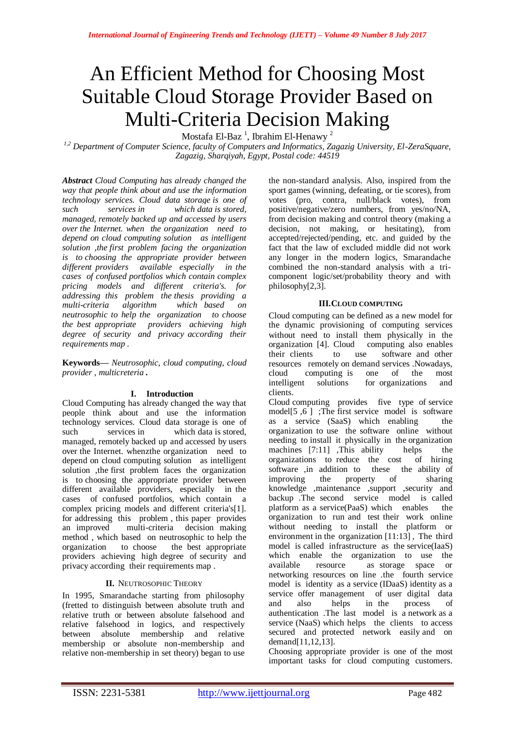# An Efficient Method for Choosing Most Suitable Cloud Storage Provider Based on Multi-Criteria Decision Making

Mostafa El-Baz [1], Ibrahim El-Henawy [2]

*[1,2] Department of Computer Science, faculty of Computers and Informatics, Zagazig University, El-ZeraSquare, Zagazig, Sharqiyah, Egypt, Postal code: 44519*

***Abstract*** *Cloud Computing has already changed the way that people think about and use the information technology services. Cloud data storage is one of such services in which data is stored, managed, remotely backed up and accessed by users over the Internet. when the organization need to depend on cloud computing solution as intelligent solution ,the first problem facing the organization is to choosing the appropriate provider between different providers available especially in the cases of confused portfolios which contain complex pricing models and different criteria's. for addressing this problem the thesis providing a multi-criteria algorithm which based on neutrosophic to help the organization to choose the best appropriate providers achieving high degree of security and privacy according their requirements map .*

**Keywords—** *Neutrosophic, cloud computing, cloud provider , multicreteria* **.**

## I. Introduction

Cloud Computing has already changed the way that people think about and use the information technology services. Cloud data storage is one of such services in which data is stored, managed, remotely backed up and accessed by users over the Internet. whenzthe organization need to depend on cloud computing solution as intelligent solution ,the first problem faces the organization is to choosing the appropriate provider between different available providers, especially in the cases of confused portfolios, which contain a complex pricing models and different criteria's[1]. for addressing this problem , this paper provides an improved multi-criteria decision making method , which based on neutrosophic to help the organization to choose the best appropriate providers achieving high degree of security and privacy according their requirements map .

## II. Neutrosophic Theory

In 1995, Smarandache starting from philosophy (fretted to distinguish between absolute truth and relative truth or between absolute falsehood and relative falsehood in logics, and respectively between absolute membership and relative membership or absolute non-membership and relative non-membership in set theory) began to use the non-standard analysis. Also, inspired from the sport games (winning, defeating, or tie scores), from votes (pro, contra, null/black votes), from positive/negative/zero numbers, from yes/no/NA, from decision making and control theory (making a decision, not making, or hesitating), from accepted/rejected/pending, etc. and guided by the fact that the law of excluded middle did not work any longer in the modern logics, Smarandache combined the non-standard analysis with a tri-component logic/set/probability theory and with philosophy[2,3].

## III. Cloud computing

Cloud computing can be defined as a new model for the dynamic provisioning of computing services without need to install them physically in the organization [4]. Cloud computing also enables their clients to use software and other resources remotely on demand services .Nowadays, cloud computing is one of the most intelligent solutions for organizations and clients.

Cloud computing provides five type of service model[5 ,6 ] ;The first service model is software as a service (SaaS) which enabling the organization to use the software online without needing to install it physically in the organization machines [7:11] ,This ability helps the organizations to reduce the cost of hiring software ,in addition to these the ability of improving the property of sharing knowledge ,maintenance ,support ,security and backup .The second service model is called platform as a service(PaaS) which enables the organization to run and test their work online without needing to install the platform or environment in the organization [11:13] , The third model is called infrastructure as the service(IaaS) which enable the organization to use the available resource as storage space or networking resources on line .the fourth service model is identity as a service (IDaaS) identity as a service offer management of user digital data and also helps in the process of authentication .The last model is a network as a service (NaaS) which helps the clients to access secured and protected network easily and on demand[11,12,13].

Choosing appropriate provider is one of the most important tasks for cloud computing customers.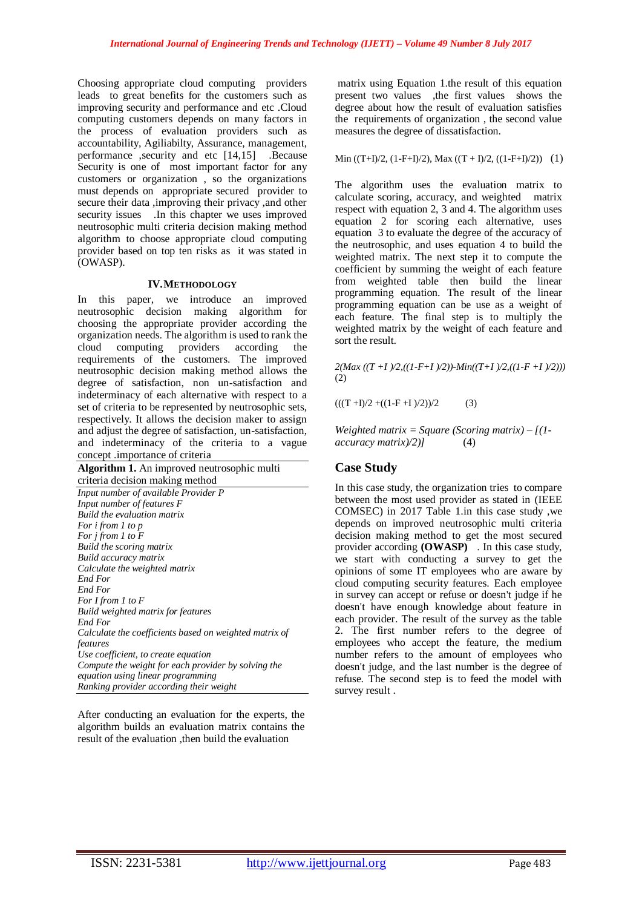Choosing appropriate cloud computing providers leads to great benefits for the customers such as improving security and performance and etc .Cloud computing customers depends on many factors in the process of evaluation providers such as accountability, Agiliabilty, Assurance, management, performance ,security and etc [14,15] .Because Security is one of most important factor for any customers or organization , so the organizations must depends on appropriate secured provider to secure their data ,improving their privacy ,and other security issues .In this chapter we uses improved neutrosophic multi criteria decision making method algorithm to choose appropriate cloud computing provider based on top ten risks as it was stated in (OWASP).

## IV. Methodology

In this paper, we introduce an improved neutrosophic decision making algorithm for choosing the appropriate provider according the organization needs. The algorithm is used to rank the cloud computing providers according the requirements of the customers. The improved neutrosophic decision making method allows the degree of satisfaction, non un-satisfaction and indeterminacy of each alternative with respect to a set of criteria to be represented by neutrosophic sets, respectively. It allows the decision maker to assign and adjust the degree of satisfaction, un-satisfaction, and indeterminacy of the criteria to a vague concept .importance of criteria

**Algorithm 1.** An improved neutrosophic multi criteria decision making method

*Input number of available Provider P*
*Input number of features F*
*Build the evaluation matrix*
*For i from 1 to p*
*For j from 1 to F*
*Build the scoring matrix*
*Build accuracy matrix*
*Calculate the weighted matrix*
*End For*
*End For*
*For I from 1 to F*
*Build weighted matrix for features*
*End For*
*Calculate the coefficients based on weighted matrix of features*
*Use coefficient, to create equation*
*Compute the weight for each provider by solving the equation using linear programming*
*Ranking provider according their weight*

After conducting an evaluation for the experts, the algorithm builds an evaluation matrix contains the result of the evaluation ,then build the evaluation matrix using Equation 1.the result of this equation present two values ,the first values shows the degree about how the result of evaluation satisfies the requirements of organization , the second value measures the degree of dissatisfaction.

$$\text{Min}((T+I)/2,\ (1-F+I)/2),\ \text{Max}((T+I)/2,\ ((1-F+I)/2)) \quad (1)$$

The algorithm uses the evaluation matrix to calculate scoring, accuracy, and weighted matrix respect with equation 2, 3 and 4. The algorithm uses equation 2 for scoring each alternative, uses equation 3 to evaluate the degree of the accuracy of the neutrosophic, and uses equation 4 to build the weighted matrix. The next step it to compute the coefficient by summing the weight of each feature from weighted table then build the linear programming equation. The result of the linear programming equation can be use as a weight of each feature. The final step is to multiply the weighted matrix by the weight of each feature and sort the result.

$$2(\text{Max}((T+I)/2,((1-F+I)/2))-\text{Min}((T+I)/2,((1-F+I)/2))) \quad (2)$$

$$(((T+I)/2+((1-F+I)/2))/2 \quad (3)$$

$$\text{Weighted matrix} = \text{Square}(\text{Scoring matrix}) - [(1-\text{accuracy matrix})/2)] \quad (4)$$

## Case Study

In this case study, the organization tries to compare between the most used provider as stated in (IEEE COMSEC) in 2017 Table 1.in this case study ,we depends on improved neutrosophic multi criteria decision making method to get the most secured provider according **(OWASP)** . In this case study, we start with conducting a survey to get the opinions of some IT employees who are aware by cloud computing security features. Each employee in survey can accept or refuse or doesn't judge if he doesn't have enough knowledge about feature in each provider. The result of the survey as the table 2. The first number refers to the degree of employees who accept the feature, the medium number refers to the amount of employees who doesn't judge, and the last number is the degree of refuse. The second step is to feed the model with survey result .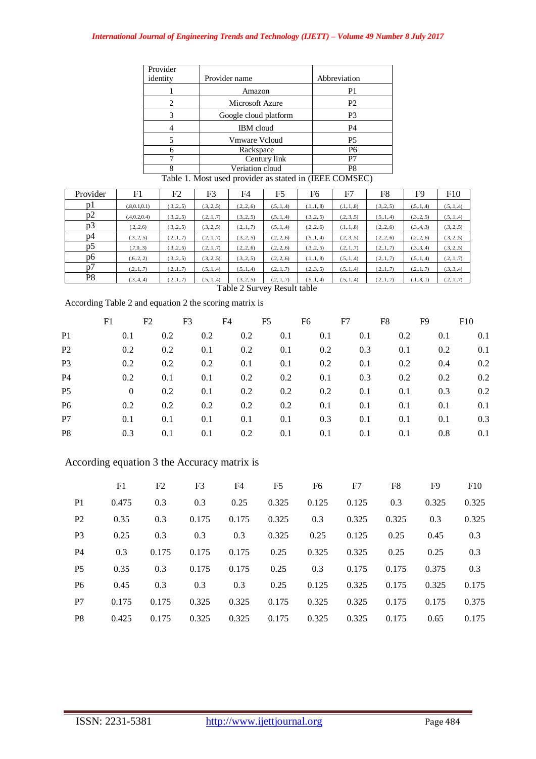| Provider identity | Provider name | Abbreviation |
|---|---|---|
| 1 | Amazon | P1 |
| 2 | Microsoft Azure | P2 |
| 3 | Google cloud platform | P3 |
| 4 | IBM cloud | P4 |
| 5 | Vmware Vcloud | P5 |
| 6 | Rackspace | P6 |
| 7 | Century link | P7 |
| 8 | Veriation cloud | P8 |

Table 1. Most used provider as stated in (IEEE COMSEC)

| Provider | F1 | F2 | F3 | F4 | F5 | F6 | F7 | F8 | F9 | F10 |
|---|---|---|---|---|---|---|---|---|---|---|
| p1 | (.8,0.1,0.1) | (.3,.2,.5) | (.3,.2,.5) | (.2,.2,.6) | (.5,.1,.4) | (.1,.1,.8) | (.1,.1,.8) | (.3,.2,.5) | (.5,.1,.4) | (.5,.1,.4) |
| p2 | (.4,0.2,0.4) | (.3,.2,.5) | (.2,.1,.7) | (.3,.2,.5) | (.5,.1,.4) | (.3,.2,.5) | (.2,.3,.5) | (.5,.1,.4) | (.3,.2,.5) | (.5,.1,.4) |
| p3 | (.2,.2,6) | (.3,.2,.5) | (.3,.2,.5) | (.2,.1,.7) | (.5,.1,.4) | (.2,.2,.6) | (.1,.1,.8) | (.2,.2,.6) | (.3,.4,.3) | (.3,.2,.5) |
| p4 | (.3,.2,.5) | (.2,.1,.7) | (.2,.1,.7) | (.3,.2,.5) | (.2,.2,.6) | (.5,.1,.4) | (.2,.3,.5) | (.2,.2,.6) | (.2,.2,.6) | (.3,.2,.5) |
| p5 | (,7,0,.3) | (.3,.2,.5) | (.2,.1,.7) | (.2,.2,.6) | (.2,.2,.6) | (.3,.2,.5) | (.2,.1,.7) | (.2,.1,.7) | (.3,.3,.4) | (.3,.2,.5) |
| p6 | (.6,.2,.2) | (.3,.2,.5) | (.3,.2,.5) | (.3,.2,.5) | (.2,.2,.6) | (.1,.1,.8) | (.5,.1,.4) | (.2,.1,.7) | (.5,.1,.4) | (.2,.1,.7) |
| p7 | (.2,.1,.7) | (.2,.1,.7) | (.5,.1,.4) | (.5,.1,.4) | (.2,.1,.7) | (.2,.3,.5) | (.5,.1,.4) | (.2,.1,.7) | (.2,.1,.7) | (.3,.3,.4) |
| P8 | (.3,.4,.4) | (.2,.1,.7) | (.5,.1,.4) | (.3,.2,.5) | (.2,.1,.7) | (.5,.1,.4) | (.5,.1,.4) | (.2,.1,.7) | (.1,.8,.1) | (.2,.1,.7) |

Table 2 Survey Result table

According Table 2 and equation 2 the scoring matrix is

| | F1 | F2 | F3 | F4 | F5 | F6 | F7 | F8 | F9 | F10 |
|---|---|---|---|---|---|---|---|---|---|---|
| P1 | 0.1 | 0.2 | 0.2 | 0.2 | 0.1 | 0.1 | 0.1 | 0.2 | 0.1 | 0.1 |
| P2 | 0.2 | 0.2 | 0.1 | 0.2 | 0.1 | 0.2 | 0.3 | 0.1 | 0.2 | 0.1 |
| P3 | 0.2 | 0.2 | 0.2 | 0.1 | 0.1 | 0.2 | 0.1 | 0.2 | 0.4 | 0.2 |
| P4 | 0.2 | 0.1 | 0.1 | 0.2 | 0.2 | 0.1 | 0.3 | 0.2 | 0.2 | 0.2 |
| P5 | 0 | 0.2 | 0.1 | 0.2 | 0.2 | 0.2 | 0.1 | 0.1 | 0.3 | 0.2 |
| P6 | 0.2 | 0.2 | 0.2 | 0.2 | 0.2 | 0.1 | 0.1 | 0.1 | 0.1 | 0.1 |
| P7 | 0.1 | 0.1 | 0.1 | 0.1 | 0.1 | 0.3 | 0.1 | 0.1 | 0.1 | 0.3 |
| P8 | 0.3 | 0.1 | 0.1 | 0.2 | 0.1 | 0.1 | 0.1 | 0.1 | 0.8 | 0.1 |

According equation 3 the Accuracy matrix is

| | F1 | F2 | F3 | F4 | F5 | F6 | F7 | F8 | F9 | F10 |
|---|---|---|---|---|---|---|---|---|---|---|
| P1 | 0.475 | 0.3 | 0.3 | 0.25 | 0.325 | 0.125 | 0.125 | 0.3 | 0.325 | 0.325 |
| P2 | 0.35 | 0.3 | 0.175 | 0.175 | 0.325 | 0.3 | 0.325 | 0.325 | 0.3 | 0.325 |
| P3 | 0.25 | 0.3 | 0.3 | 0.3 | 0.325 | 0.25 | 0.125 | 0.25 | 0.45 | 0.3 |
| P4 | 0.3 | 0.175 | 0.175 | 0.175 | 0.25 | 0.325 | 0.325 | 0.25 | 0.25 | 0.3 |
| P5 | 0.35 | 0.3 | 0.175 | 0.175 | 0.25 | 0.3 | 0.175 | 0.175 | 0.375 | 0.3 |
| P6 | 0.45 | 0.3 | 0.3 | 0.3 | 0.25 | 0.125 | 0.325 | 0.175 | 0.325 | 0.175 |
| P7 | 0.175 | 0.175 | 0.325 | 0.325 | 0.175 | 0.325 | 0.325 | 0.175 | 0.175 | 0.375 |
| P8 | 0.425 | 0.175 | 0.325 | 0.325 | 0.175 | 0.325 | 0.325 | 0.175 | 0.65 | 0.175 |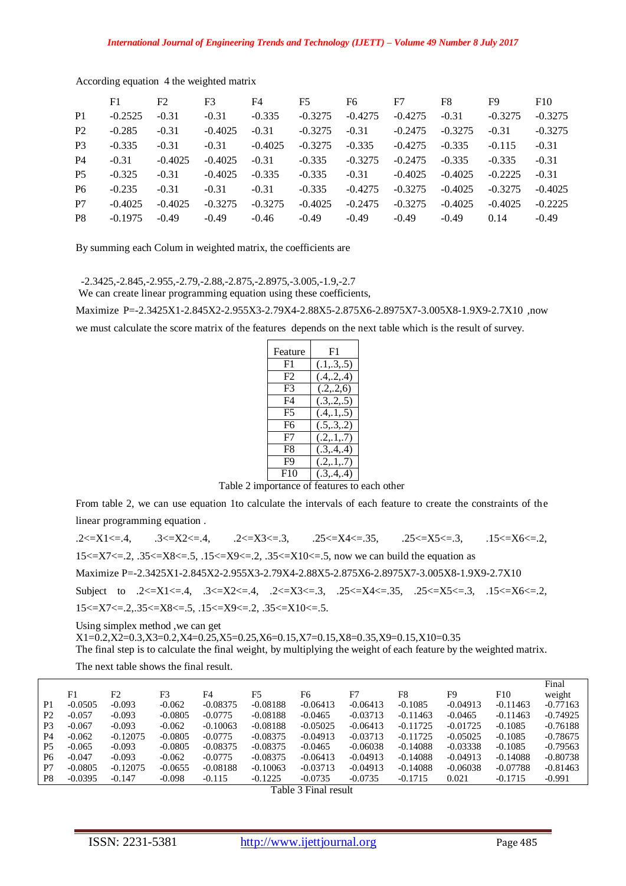According equation 4 the weighted matrix

| | F1 | F2 | F3 | F4 | F5 | F6 | F7 | F8 | F9 | F10 |
|---|---|---|---|---|---|---|---|---|---|---|
| P1 | -0.2525 | -0.31 | -0.31 | -0.335 | -0.3275 | -0.4275 | -0.4275 | -0.31 | -0.3275 | -0.3275 |
| P2 | -0.285 | -0.31 | -0.4025 | -0.31 | -0.3275 | -0.31 | -0.2475 | -0.3275 | -0.31 | -0.3275 |
| P3 | -0.335 | -0.31 | -0.31 | -0.4025 | -0.3275 | -0.335 | -0.4275 | -0.335 | -0.115 | -0.31 |
| P4 | -0.31 | -0.4025 | -0.4025 | -0.31 | -0.335 | -0.3275 | -0.2475 | -0.335 | -0.335 | -0.31 |
| P5 | -0.325 | -0.31 | -0.4025 | -0.335 | -0.335 | -0.31 | -0.4025 | -0.4025 | -0.2225 | -0.31 |
| P6 | -0.235 | -0.31 | -0.31 | -0.31 | -0.335 | -0.4275 | -0.3275 | -0.4025 | -0.3275 | -0.4025 |
| P7 | -0.4025 | -0.4025 | -0.3275 | -0.3275 | -0.4025 | -0.2475 | -0.3275 | -0.4025 | -0.4025 | -0.2225 |
| P8 | -0.1975 | -0.49 | -0.49 | -0.46 | -0.49 | -0.49 | -0.49 | -0.49 | 0.14 | -0.49 |

By summing each Colum in weighted matrix, the coefficients are

-2.3425,-2.845,-2.955,-2.79,-2.88,-2.875,-2.8975,-3.005,-1.9,-2.7

We can create linear programming equation using these coefficients,

Maximize $P=-2.3425X1-2.845X2-2.955X3-2.79X4-2.88X5-2.875X6-2.8975X7-3.005X8-1.9X9-2.7X10$ ,now we must calculate the score matrix of the features depends on the next table which is the result of survey.

| Feature | F1 |
|---|---|
| F1 | (.1,.3,.5) |
| F2 | (.4,.2,.4) |
| F3 | (.2,.2,6) |
| F4 | (.3,.2,.5) |
| F5 | (.4,.1,.5) |
| F6 | (.5,.3,.2) |
| F7 | (.2,.1,.7) |
| F8 | (.3,.4,.4) |
| F9 | (.2,.1,.7) |
| F10 | (.3,.4,.4) |

Table 2 importance of features to each other

From table 2, we can use equation 1to calculate the intervals of each feature to create the constraints of the linear programming equation .

$.2<=X1<=.4$, $.3<=X2<=.4$, $.2<=X3<=.3$, $.25<=X4<=.35$, $.25<=X5<=.3$, $.15<=X6<=.2$, $15<=X7<=.2$, $.35<=X8<=.5$, $.15<=X9<=.2$, $.35<=X10<=.5$, now we can build the equation as

Maximize $P=-2.3425X1-2.845X2-2.955X3-2.79X4-2.88X5-2.875X6-2.8975X7-3.005X8-1.9X9-2.7X10$

Subject to $.2<=X1<=.4$, $.3<=X2<=.4$, $.2<=X3<=.3$, $.25<=X4<=.35$, $.25<=X5<=.3$, $.15<=X6<=.2$, $15<=X7<=.2$, $.35<=X8<=.5$, $.15<=X9<=.2$, $.35<=X10<=.5$.

Using simplex method ,we can get

X1=0.2,X2=0.3,X3=0.2,X4=0.25,X5=0.25,X6=0.15,X7=0.15,X8=0.35,X9=0.15,X10=0.35

The final step is to calculate the final weight, by multiplying the weight of each feature by the weighted matrix.

The next table shows the final result.

| | F1 | F2 | F3 | F4 | F5 | F6 | F7 | F8 | F9 | F10 | Final weight |
|---|---|---|---|---|---|---|---|---|---|---|---|
| P1 | -0.0505 | -0.093 | -0.062 | -0.08375 | -0.08188 | -0.06413 | -0.06413 | -0.1085 | -0.04913 | -0.11463 | -0.77163 |
| P2 | -0.057 | -0.093 | -0.0805 | -0.0775 | -0.08188 | -0.0465 | -0.03713 | -0.11463 | -0.0465 | -0.11463 | -0.74925 |
| P3 | -0.067 | -0.093 | -0.062 | -0.10063 | -0.08188 | -0.05025 | -0.06413 | -0.11725 | -0.01725 | -0.1085 | -0.76188 |
| P4 | -0.062 | -0.12075 | -0.0805 | -0.0775 | -0.08375 | -0.04913 | -0.03713 | -0.11725 | -0.05025 | -0.1085 | -0.78675 |
| P5 | -0.065 | -0.093 | -0.0805 | -0.08375 | -0.08375 | -0.0465 | -0.06038 | -0.14088 | -0.03338 | -0.1085 | -0.79563 |
| P6 | -0.047 | -0.093 | -0.062 | -0.0775 | -0.08375 | -0.06413 | -0.04913 | -0.14088 | -0.04913 | -0.14088 | -0.80738 |
| P7 | -0.0805 | -0.12075 | -0.0655 | -0.08188 | -0.10063 | -0.03713 | -0.04913 | -0.14088 | -0.06038 | -0.07788 | -0.81463 |
| P8 | -0.0395 | -0.147 | -0.098 | -0.115 | -0.1225 | -0.0735 | -0.0735 | -0.1715 | 0.021 | -0.1715 | -0.991 |

Table 3 Final result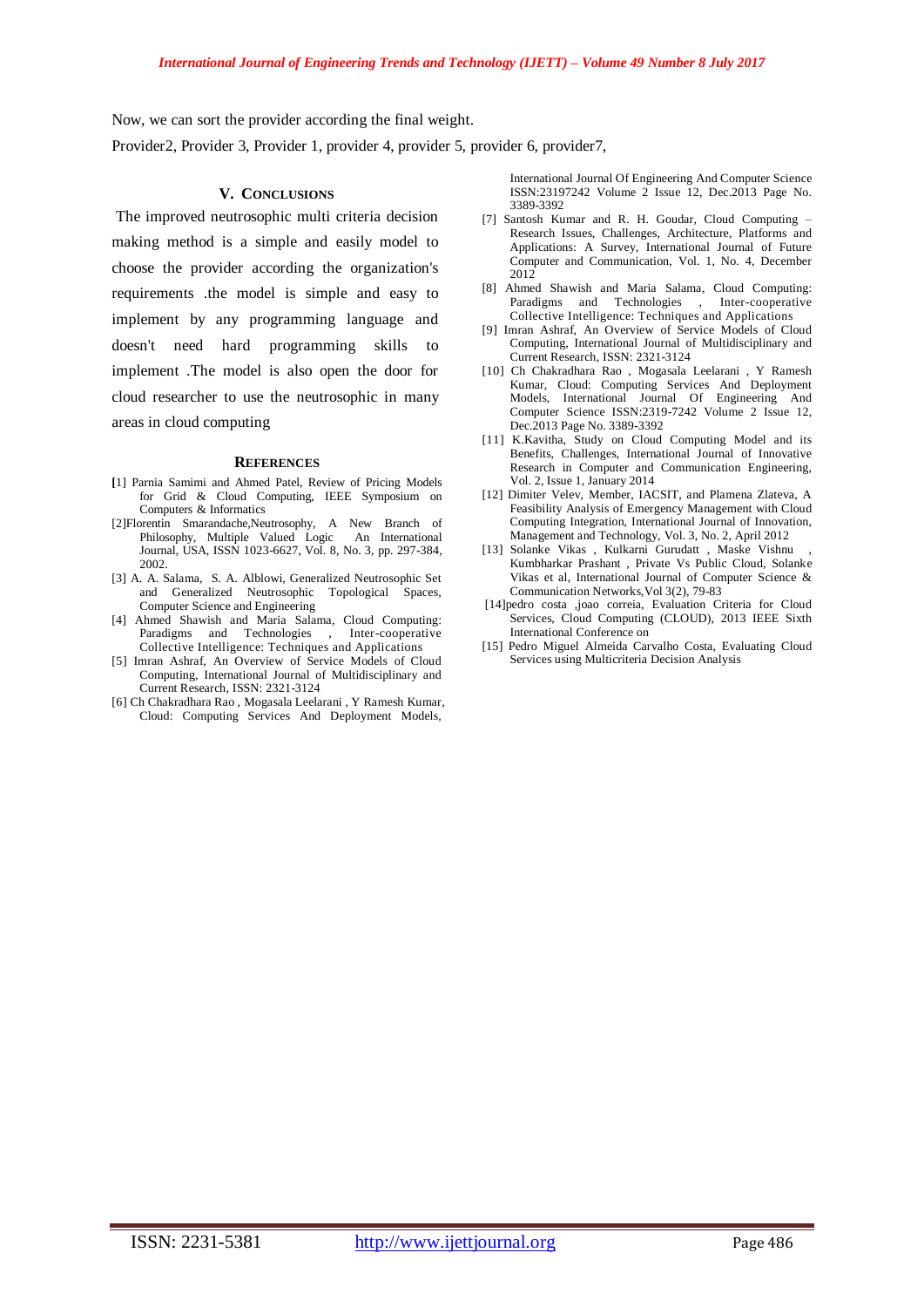Now, we can sort the provider according the final weight.

Provider2, Provider 3, Provider 1, provider 4, provider 5, provider 6, provider7,

## V. Conclusions

The improved neutrosophic multi criteria decision making method is a simple and easily model to choose the provider according the organization's requirements .the model is simple and easy to implement by any programming language and doesn't need hard programming skills to implement .The model is also open the door for cloud researcher to use the neutrosophic in many areas in cloud computing

## References

[1] Parnia Samimi and Ahmed Patel, Review of Pricing Models for Grid & Cloud Computing, IEEE Symposium on Computers & Informatics

[2]Florentin Smarandache,Neutrosophy, A New Branch of Philosophy, Multiple Valued Logic An International Journal, USA, ISSN 1023-6627, Vol. 8, No. 3, pp. 297-384, 2002.

[3] A. A. Salama, S. A. Alblowi, Generalized Neutrosophic Set and Generalized Neutrosophic Topological Spaces, Computer Science and Engineering

[4] Ahmed Shawish and Maria Salama, Cloud Computing: Paradigms and Technologies , Inter-cooperative Collective Intelligence: Techniques and Applications

[5] Imran Ashraf, An Overview of Service Models of Cloud Computing, International Journal of Multidisciplinary and Current Research, ISSN: 2321-3124

[6] Ch Chakradhara Rao , Mogasala Leelarani , Y Ramesh Kumar, Cloud: Computing Services And Deployment Models, International Journal Of Engineering And Computer Science ISSN:23197242 Volume 2 Issue 12, Dec.2013 Page No. 3389-3392

[7] Santosh Kumar and R. H. Goudar, Cloud Computing – Research Issues, Challenges, Architecture, Platforms and Applications: A Survey, International Journal of Future Computer and Communication, Vol. 1, No. 4, December 2012

[8] Ahmed Shawish and Maria Salama, Cloud Computing: Paradigms and Technologies , Inter-cooperative Collective Intelligence: Techniques and Applications

[9] Imran Ashraf, An Overview of Service Models of Cloud Computing, International Journal of Multidisciplinary and Current Research, ISSN: 2321-3124

[10] Ch Chakradhara Rao , Mogasala Leelarani , Y Ramesh Kumar, Cloud: Computing Services And Deployment Models, International Journal Of Engineering And Computer Science ISSN:2319-7242 Volume 2 Issue 12, Dec.2013 Page No. 3389-3392

[11] K.Kavitha, Study on Cloud Computing Model and its Benefits, Challenges, International Journal of Innovative Research in Computer and Communication Engineering, Vol. 2, Issue 1, January 2014

[12] Dimiter Velev, Member, IACSIT, and Plamena Zlateva, A Feasibility Analysis of Emergency Management with Cloud Computing Integration, International Journal of Innovation, Management and Technology, Vol. 3, No. 2, April 2012

[13] Solanke Vikas , Kulkarni Gurudatt , Maske Vishnu , Kumbharkar Prashant , Private Vs Public Cloud, Solanke Vikas et al, International Journal of Computer Science & Communication Networks,Vol 3(2), 79-83

[14]pedro costa ,joao correia, Evaluation Criteria for Cloud Services, Cloud Computing (CLOUD), 2013 IEEE Sixth International Conference on

[15] Pedro Miguel Almeida Carvalho Costa, Evaluating Cloud Services using Multicriteria Decision Analysis